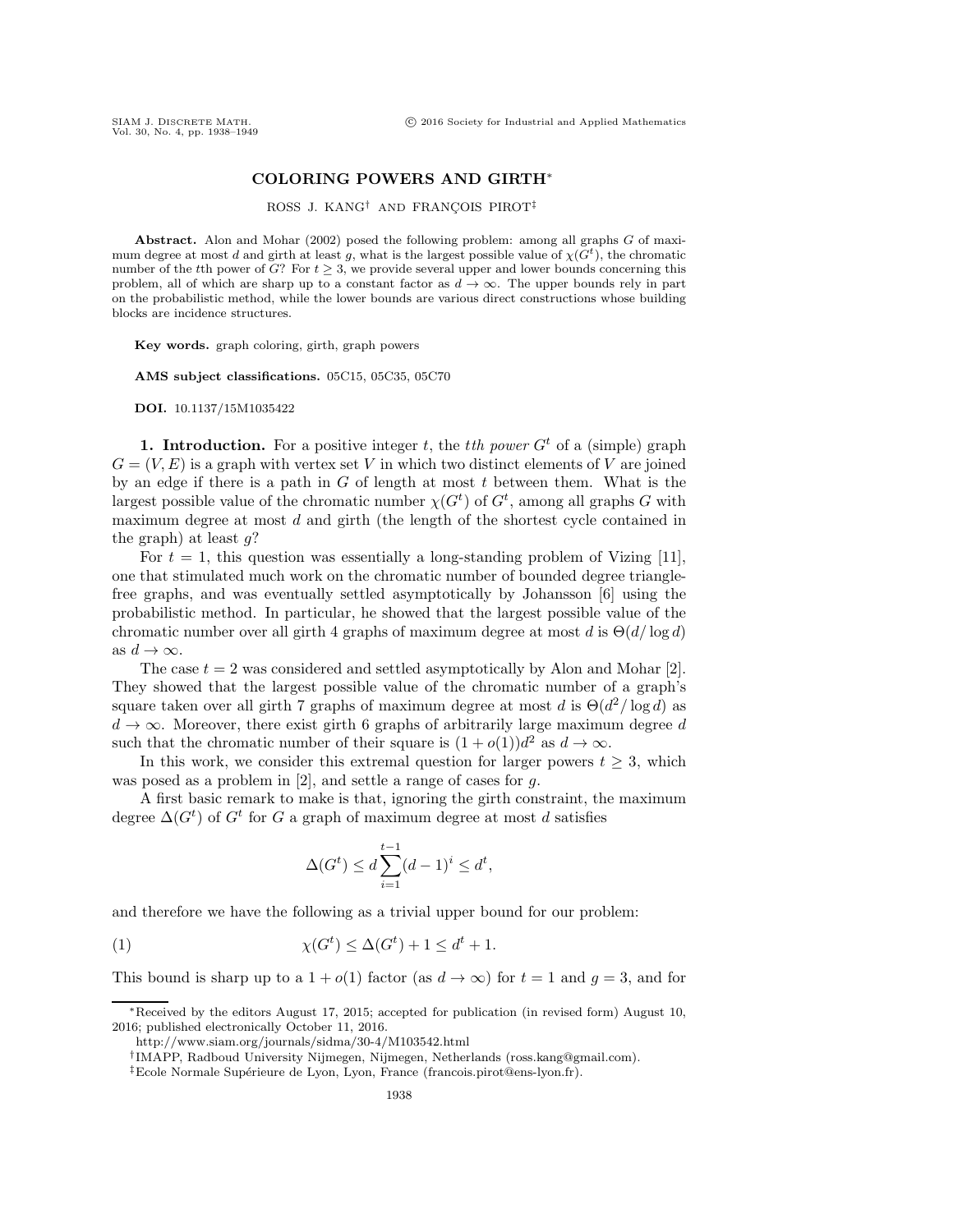# COLORING POWERS AND GIRTH*

ROSS J. KANG† AND FRANÇOIS PIROT‡

**Abstract.** Alon and Mohar (2002) posed the following problem: among all graphs $G$ of maximum degree at most $d$ and girth at least $g$, what is the largest possible value of $\chi(G^t)$, the chromatic number of the $t$th power of $G$? For $t \geq 3$, we provide several upper and lower bounds concerning this problem, all of which are sharp up to a constant factor as $d \to \infty$. The upper bounds rely in part on the probabilistic method, while the lower bounds are various direct constructions whose building blocks are incidence structures.

**Key words.** graph coloring, girth, graph powers

**AMS subject classifications.** 05C15, 05C35, 05C70

**DOI.** 10.1137/15M1035422

## 1. Introduction.

For a positive integer $t$, the *tth power* $G^t$ of a (simple) graph $G = (V, E)$ is a graph with vertex set $V$ in which two distinct elements of $V$ are joined by an edge if there is a path in $G$ of length at most $t$ between them. What is the largest possible value of the chromatic number $\chi(G^t)$ of $G^t$, among all graphs $G$ with maximum degree at most $d$ and girth (the length of the shortest cycle contained in the graph) at least $g$?

For $t = 1$, this question was essentially a long-standing problem of Vizing [11], one that stimulated much work on the chromatic number of bounded degree triangle-free graphs, and was eventually settled asymptotically by Johansson [6] using the probabilistic method. In particular, he showed that the largest possible value of the chromatic number over all girth 4 graphs of maximum degree at most $d$ is $\Theta(d/\log d)$ as $d \to \infty$.

The case $t = 2$ was considered and settled asymptotically by Alon and Mohar [2]. They showed that the largest possible value of the chromatic number of a graph's square taken over all girth 7 graphs of maximum degree at most $d$ is $\Theta(d^2/\log d)$ as $d \to \infty$. Moreover, there exist girth 6 graphs of arbitrarily large maximum degree $d$ such that the chromatic number of their square is $(1 + o(1))d^2$ as $d \to \infty$.

In this work, we consider this extremal question for larger powers $t \geq 3$, which was posed as a problem in [2], and settle a range of cases for $g$.

A first basic remark to make is that, ignoring the girth constraint, the maximum degree $\Delta(G^t)$ of $G^t$ for $G$ a graph of maximum degree at most $d$ satisfies

$$\Delta(G^t) \leq d \sum_{i=1}^{t-1} (d-1)^i \leq d^t,$$

and therefore we have the following as a trivial upper bound for our problem:

$$\chi(G^t) \leq \Delta(G^t) + 1 \leq d^t + 1. \tag{1}$$

This bound is sharp up to a $1 + o(1)$ factor (as $d \to \infty$) for $t = 1$ and $g = 3$, and for

---

*Received by the editors August 17, 2015; accepted for publication (in revised form) August 10, 2016; published electronically October 11, 2016.

http://www.siam.org/journals/sidma/30-4/M103542.html

†IMAPP, Radboud University Nijmegen, Nijmegen, Netherlands (ross.kang@gmail.com).

‡Ecole Normale Supérieure de Lyon, Lyon, France (francois.pirot@ens-lyon.fr).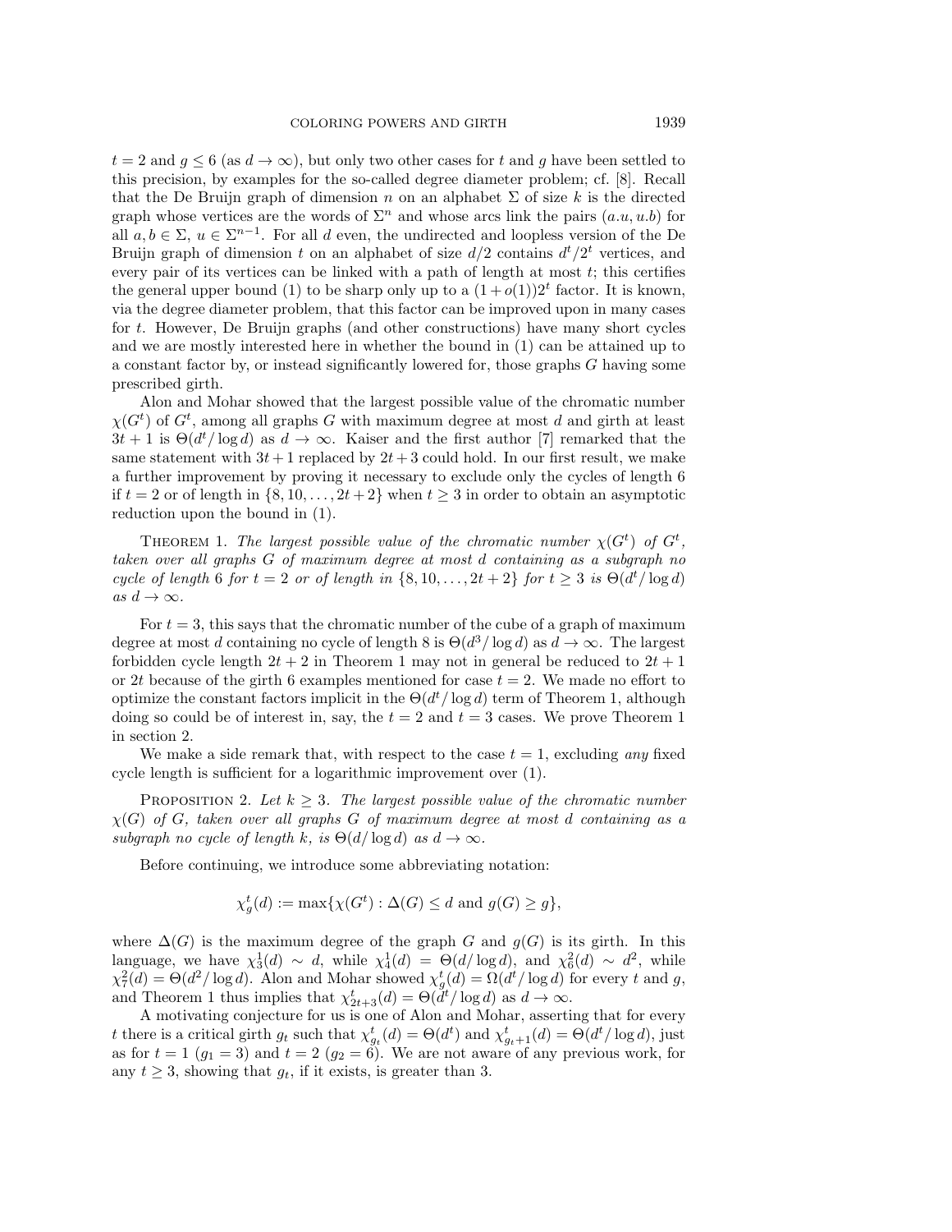$t = 2$ and $g \le 6$ (as $d \to \infty$), but only two other cases for $t$ and $g$ have been settled to this precision, by examples for the so-called degree diameter problem; cf. [8]. Recall that the De Bruijn graph of dimension $n$ on an alphabet $\Sigma$ of size $k$ is the directed graph whose vertices are the words of $\Sigma^n$ and whose arcs link the pairs $(a.u, u.b)$ for all $a, b \in \Sigma$, $u \in \Sigma^{n-1}$. For all $d$ even, the undirected and loopless version of the De Bruijn graph of dimension $t$ on an alphabet of size $d/2$ contains $d^t/2^t$ vertices, and every pair of its vertices can be linked with a path of length at most $t$; this certifies the general upper bound (1) to be sharp only up to a $(1 + o(1))2^t$ factor. It is known, via the degree diameter problem, that this factor can be improved upon in many cases for $t$. However, De Bruijn graphs (and other constructions) have many short cycles and we are mostly interested here in whether the bound in (1) can be attained up to a constant factor by, or instead significantly lowered for, those graphs $G$ having some prescribed girth.

Alon and Mohar showed that the largest possible value of the chromatic number $\chi(G^t)$ of $G^t$, among all graphs $G$ with maximum degree at most $d$ and girth at least $3t + 1$ is $\Theta(d^t/\log d)$ as $d \to \infty$. Kaiser and the first author [7] remarked that the same statement with $3t + 1$ replaced by $2t + 3$ could hold. In our first result, we make a further improvement by proving it necessary to exclude only the cycles of length 6 if $t = 2$ or of length in $\{8, 10, \ldots, 2t + 2\}$ when $t \ge 3$ in order to obtain an asymptotic reduction upon the bound in (1).

Theorem 1. *The largest possible value of the chromatic number $\chi(G^t)$ of $G^t$, taken over all graphs $G$ of maximum degree at most $d$ containing as a subgraph no cycle of length 6 for $t = 2$ or of length in $\{8, 10, \ldots, 2t + 2\}$ for $t \ge 3$ is $\Theta(d^t/\log d)$ as $d \to \infty$.*

For $t = 3$, this says that the chromatic number of the cube of a graph of maximum degree at most $d$ containing no cycle of length 8 is $\Theta(d^3/\log d)$ as $d \to \infty$. The largest forbidden cycle length $2t + 2$ in Theorem 1 may not in general be reduced to $2t + 1$ or $2t$ because of the girth 6 examples mentioned for case $t = 2$. We made no effort to optimize the constant factors implicit in the $\Theta(d^t/\log d)$ term of Theorem 1, although doing so could be of interest in, say, the $t = 2$ and $t = 3$ cases. We prove Theorem 1 in section 2.

We make a side remark that, with respect to the case $t = 1$, excluding *any* fixed cycle length is sufficient for a logarithmic improvement over (1).

Proposition 2. *Let $k \ge 3$. The largest possible value of the chromatic number $\chi(G)$ of $G$, taken over all graphs $G$ of maximum degree at most $d$ containing as a subgraph no cycle of length $k$, is $\Theta(d/\log d)$ as $d \to \infty$.*

Before continuing, we introduce some abbreviating notation:

$$\chi_g^t(d) := \max\{\chi(G^t) : \Delta(G) \le d \text{ and } g(G) \ge g\},$$

where $\Delta(G)$ is the maximum degree of the graph $G$ and $g(G)$ is its girth. In this language, we have $\chi_3^1(d) \sim d$, while $\chi_4^1(d) = \Theta(d/\log d)$, and $\chi_6^2(d) \sim d^2$, while $\chi_7^2(d) = \Theta(d^2/\log d)$. Alon and Mohar showed $\chi_g^t(d) = \Omega(d^t/\log d)$ for every $t$ and $g$, and Theorem 1 thus implies that $\chi_{2t+3}^t(d) = \Theta(d^t/\log d)$ as $d \to \infty$.

A motivating conjecture for us is one of Alon and Mohar, asserting that for every $t$ there is a critical girth $g_t$ such that $\chi_{g_t}^t(d) = \Theta(d^t)$ and $\chi_{g_t+1}^t(d) = \Theta(d^t/\log d)$, just as for $t = 1$ ($g_1 = 3$) and $t = 2$ ($g_2 = 6$). We are not aware of any previous work, for any $t \ge 3$, showing that $g_t$, if it exists, is greater than 3.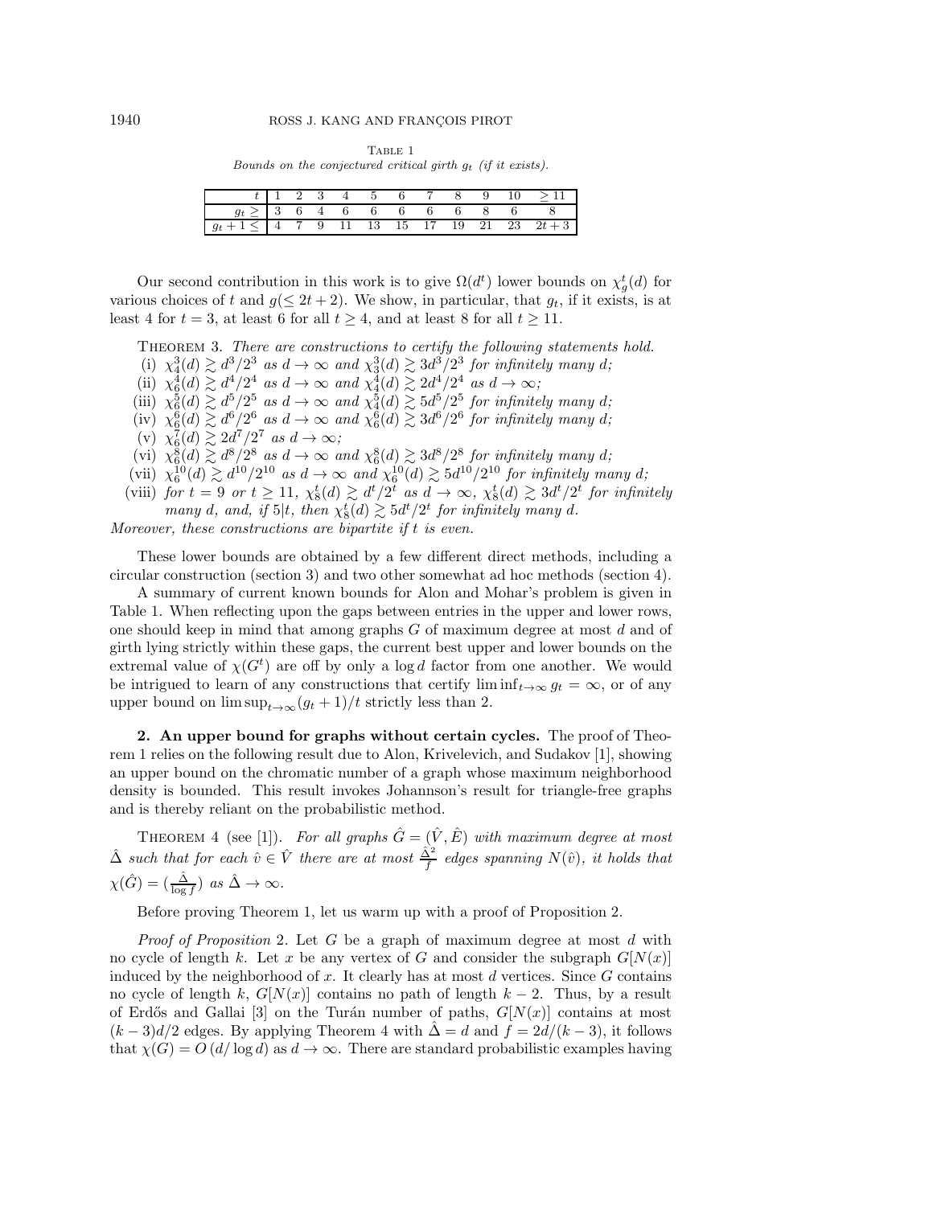Table 1
*Bounds on the conjectured critical girth $g_t$ (if it exists).*

| $t$ | 1 | 2 | 3 | 4 | 5 | 6 | 7 | 8 | 9 | 10 | $\geq 11$ |
|---|---|---|---|---|---|---|---|---|---|---|---|
| $g_t \geq$ | 3 | 6 | 4 | 6 | 6 | 6 | 6 | 6 | 8 | 6 | 8 |
| $g_t + 1 \leq$ | 4 | 7 | 9 | 11 | 13 | 15 | 17 | 19 | 21 | 23 | $2t+3$ |

Our second contribution in this work is to give $\Omega(d^t)$ lower bounds on $\chi_g^t(d)$ for various choices of $t$ and $g(\leq 2t+2)$. We show, in particular, that $g_t$, if it exists, is at least 4 for $t = 3$, at least 6 for all $t \geq 4$, and at least 8 for all $t \geq 11$.

Theorem 3. *There are constructions to certify the following statements hold.*

(i) $\chi_4^3(d) \gtrsim d^3/2^3$ *as* $d \to \infty$ *and* $\chi_3^3(d) \gtrsim 3d^3/2^3$ *for infinitely many* $d$;
(ii) $\chi_6^4(d) \gtrsim d^4/2^4$ *as* $d \to \infty$ *and* $\chi_4^4(d) \gtrsim 2d^4/2^4$ *as* $d \to \infty$;
(iii) $\chi_6^5(d) \gtrsim d^5/2^5$ *as* $d \to \infty$ *and* $\chi_4^5(d) \gtrsim 5d^5/2^5$ *for infinitely many* $d$;
(iv) $\chi_6^6(d) \gtrsim d^6/2^6$ *as* $d \to \infty$ *and* $\chi_6^6(d) \gtrsim 3d^6/2^6$ *for infinitely many* $d$;
(v) $\chi_6^7(d) \gtrsim 2d^7/2^7$ *as* $d \to \infty$;
(vi) $\chi_6^8(d) \gtrsim d^8/2^8$ *as* $d \to \infty$ *and* $\chi_6^8(d) \gtrsim 3d^8/2^8$ *for infinitely many* $d$;
(vii) $\chi_6^{10}(d) \gtrsim d^{10}/2^{10}$ *as* $d \to \infty$ *and* $\chi_6^{10}(d) \gtrsim 5d^{10}/2^{10}$ *for infinitely many* $d$;
(viii) *for* $t = 9$ *or* $t \geq 11$, $\chi_8^t(d) \gtrsim d^t/2^t$ *as* $d \to \infty$, $\chi_8^t(d) \gtrsim 3d^t/2^t$ *for infinitely many* $d$, *and, if* $5|t$, *then* $\chi_8^t(d) \gtrsim 5d^t/2^t$ *for infinitely many* $d$.

*Moreover, these constructions are bipartite if* $t$ *is even.*

These lower bounds are obtained by a few different direct methods, including a circular construction (section 3) and two other somewhat ad hoc methods (section 4).

A summary of current known bounds for Alon and Mohar's problem is given in Table 1. When reflecting upon the gaps between entries in the upper and lower rows, one should keep in mind that among graphs $G$ of maximum degree at most $d$ and of girth lying strictly within these gaps, the current best upper and lower bounds on the extremal value of $\chi(G^t)$ are off by only a $\log d$ factor from one another. We would be intrigued to learn of any constructions that certify $\liminf_{t\to\infty} g_t = \infty$, or of any upper bound on $\limsup_{t\to\infty}(g_t+1)/t$ strictly less than 2.

## 2. An upper bound for graphs without certain cycles.

The proof of Theorem 1 relies on the following result due to Alon, Krivelevich, and Sudakov [1], showing an upper bound on the chromatic number of a graph whose maximum neighborhood density is bounded. This result invokes Johannson's result for triangle-free graphs and is thereby reliant on the probabilistic method.

Theorem 4 (see [1]). *For all graphs* $\hat{G} = (\hat{V}, \hat{E})$ *with maximum degree at most* $\hat{\Delta}$ *such that for each* $\hat{v} \in \hat{V}$ *there are at most* $\frac{\hat{\Delta}^2}{f}$ *edges spanning* $N(\hat{v})$, *it holds that* $\chi(\hat{G}) = (\frac{\hat{\Delta}}{\log f})$ *as* $\hat{\Delta} \to \infty$.

Before proving Theorem 1, let us warm up with a proof of Proposition 2.

*Proof of Proposition* 2. Let $G$ be a graph of maximum degree at most $d$ with no cycle of length $k$. Let $x$ be any vertex of $G$ and consider the subgraph $G[N(x)]$ induced by the neighborhood of $x$. It clearly has at most $d$ vertices. Since $G$ contains no cycle of length $k$, $G[N(x)]$ contains no path of length $k-2$. Thus, by a result of Erdős and Gallai [3] on the Turán number of paths, $G[N(x)]$ contains at most $(k-3)d/2$ edges. By applying Theorem 4 with $\hat{\Delta} = d$ and $f = 2d/(k-3)$, it follows that $\chi(G) = O(d/\log d)$ as $d \to \infty$. There are standard probabilistic examples having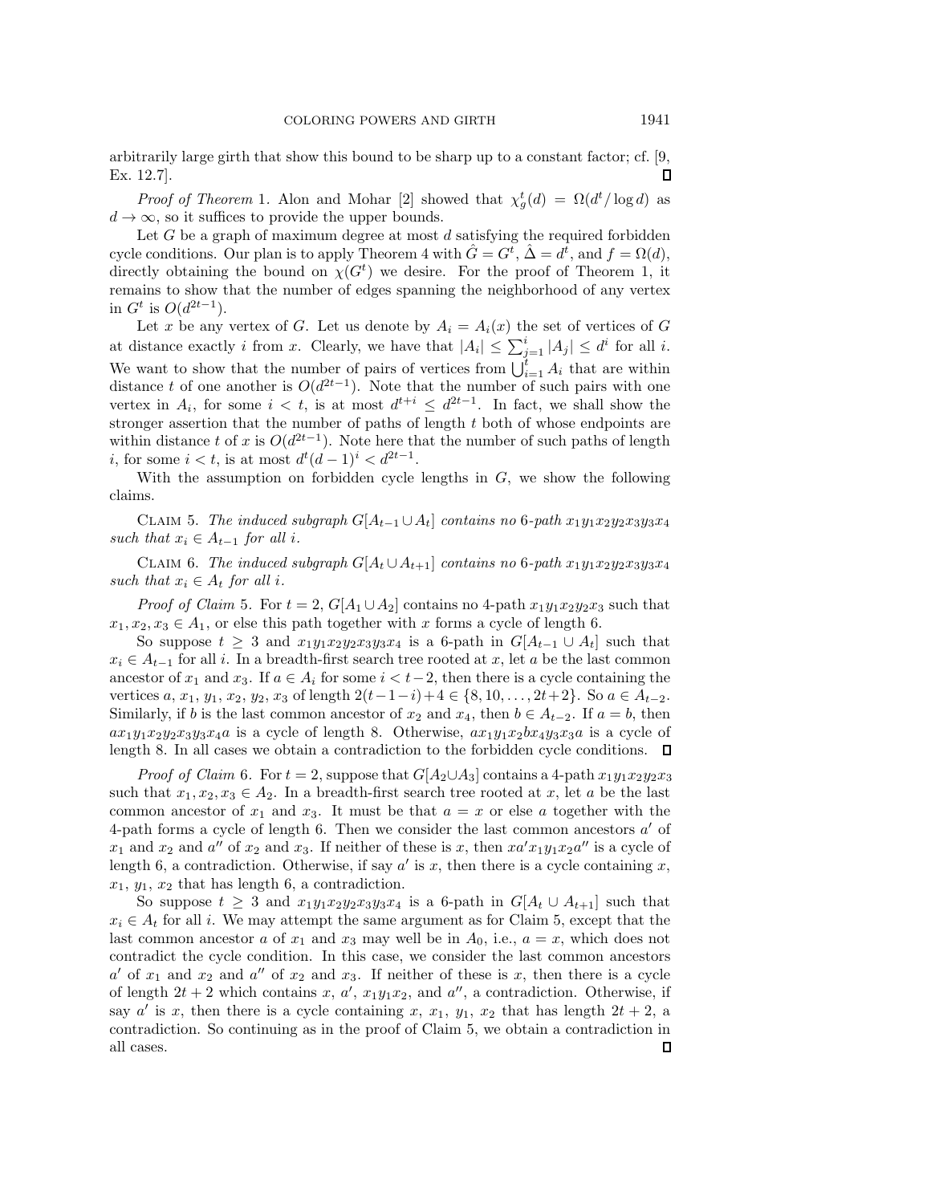arbitrarily large girth that show this bound to be sharp up to a constant factor; cf. [9, Ex. 12.7]. ∎

*Proof of Theorem* 1. Alon and Mohar [2] showed that $\chi_g^t(d) = \Omega(d^t/\log d)$ as $d \to \infty$, so it suffices to provide the upper bounds.

Let $G$ be a graph of maximum degree at most $d$ satisfying the required forbidden cycle conditions. Our plan is to apply Theorem 4 with $\hat{G} = G^t$, $\hat{\Delta} = d^t$, and $f = \Omega(d)$, directly obtaining the bound on $\chi(G^t)$ we desire. For the proof of Theorem 1, it remains to show that the number of edges spanning the neighborhood of any vertex in $G^t$ is $O(d^{2t-1})$.

Let $x$ be any vertex of $G$. Let us denote by $A_i = A_i(x)$ the set of vertices of $G$ at distance exactly $i$ from $x$. Clearly, we have that $|A_i| \le \sum_{j=1}^{i} |A_j| \le d^i$ for all $i$. We want to show that the number of pairs of vertices from $\bigcup_{i=1}^{t} A_i$ that are within distance $t$ of one another is $O(d^{2t-1})$. Note that the number of such pairs with one vertex in $A_i$, for some $i < t$, is at most $d^{t+i} \le d^{2t-1}$. In fact, we shall show the stronger assertion that the number of paths of length $t$ both of whose endpoints are within distance $t$ of $x$ is $O(d^{2t-1})$. Note here that the number of such paths of length $i$, for some $i < t$, is at most $d^t(d-1)^i < d^{2t-1}$.

With the assumption on forbidden cycle lengths in $G$, we show the following claims.

Claim 5. *The induced subgraph $G[A_{t-1} \cup A_t]$ contains no 6-path $x_1y_1x_2y_2x_3y_3x_4$ such that $x_i \in A_{t-1}$ for all $i$.*

Claim 6. *The induced subgraph $G[A_t \cup A_{t+1}]$ contains no 6-path $x_1y_1x_2y_2x_3y_3x_4$ such that $x_i \in A_t$ for all $i$.*

*Proof of Claim* 5. For $t = 2$, $G[A_1 \cup A_2]$ contains no 4-path $x_1y_1x_2y_2x_3$ such that $x_1, x_2, x_3 \in A_1$, or else this path together with $x$ forms a cycle of length 6.

So suppose $t \ge 3$ and $x_1y_1x_2y_2x_3y_3x_4$ is a 6-path in $G[A_{t-1} \cup A_t]$ such that $x_i \in A_{t-1}$ for all $i$. In a breadth-first search tree rooted at $x$, let $a$ be the last common ancestor of $x_1$ and $x_3$. If $a \in A_i$ for some $i < t-2$, then there is a cycle containing the vertices $a$, $x_1$, $y_1$, $x_2$, $y_2$, $x_3$ of length $2(t-1-i)+4 \in \{8, 10, \ldots, 2t+2\}$. So $a \in A_{t-2}$. Similarly, if $b$ is the last common ancestor of $x_2$ and $x_4$, then $b \in A_{t-2}$. If $a = b$, then $ax_1y_1x_2y_2x_3y_3x_4a$ is a cycle of length 8. Otherwise, $ax_1y_1x_2bx_4y_3x_3a$ is a cycle of length 8. In all cases we obtain a contradiction to the forbidden cycle conditions. ∎

*Proof of Claim* 6. For $t = 2$, suppose that $G[A_2 \cup A_3]$ contains a 4-path $x_1y_1x_2y_2x_3$ such that $x_1, x_2, x_3 \in A_2$. In a breadth-first search tree rooted at $x$, let $a$ be the last common ancestor of $x_1$ and $x_3$. It must be that $a = x$ or else $a$ together with the 4-path forms a cycle of length 6. Then we consider the last common ancestors $a'$ of $x_1$ and $x_2$ and $a''$ of $x_2$ and $x_3$. If neither of these is $x$, then $xa'x_1y_1x_2a''$ is a cycle of length 6, a contradiction. Otherwise, if say $a'$ is $x$, then there is a cycle containing $x$, $x_1$, $y_1$, $x_2$ that has length 6, a contradiction.

So suppose $t \ge 3$ and $x_1y_1x_2y_2x_3y_3x_4$ is a 6-path in $G[A_t \cup A_{t+1}]$ such that $x_i \in A_t$ for all $i$. We may attempt the same argument as for Claim 5, except that the last common ancestor $a$ of $x_1$ and $x_3$ may well be in $A_0$, i.e., $a = x$, which does not contradict the cycle condition. In this case, we consider the last common ancestors $a'$ of $x_1$ and $x_2$ and $a''$ of $x_2$ and $x_3$. If neither of these is $x$, then there is a cycle of length $2t+2$ which contains $x$, $a'$, $x_1y_1x_2$, and $a''$, a contradiction. Otherwise, if say $a'$ is $x$, then there is a cycle containing $x$, $x_1$, $y_1$, $x_2$ that has length $2t+2$, a contradiction. So continuing as in the proof of Claim 5, we obtain a contradiction in all cases. ∎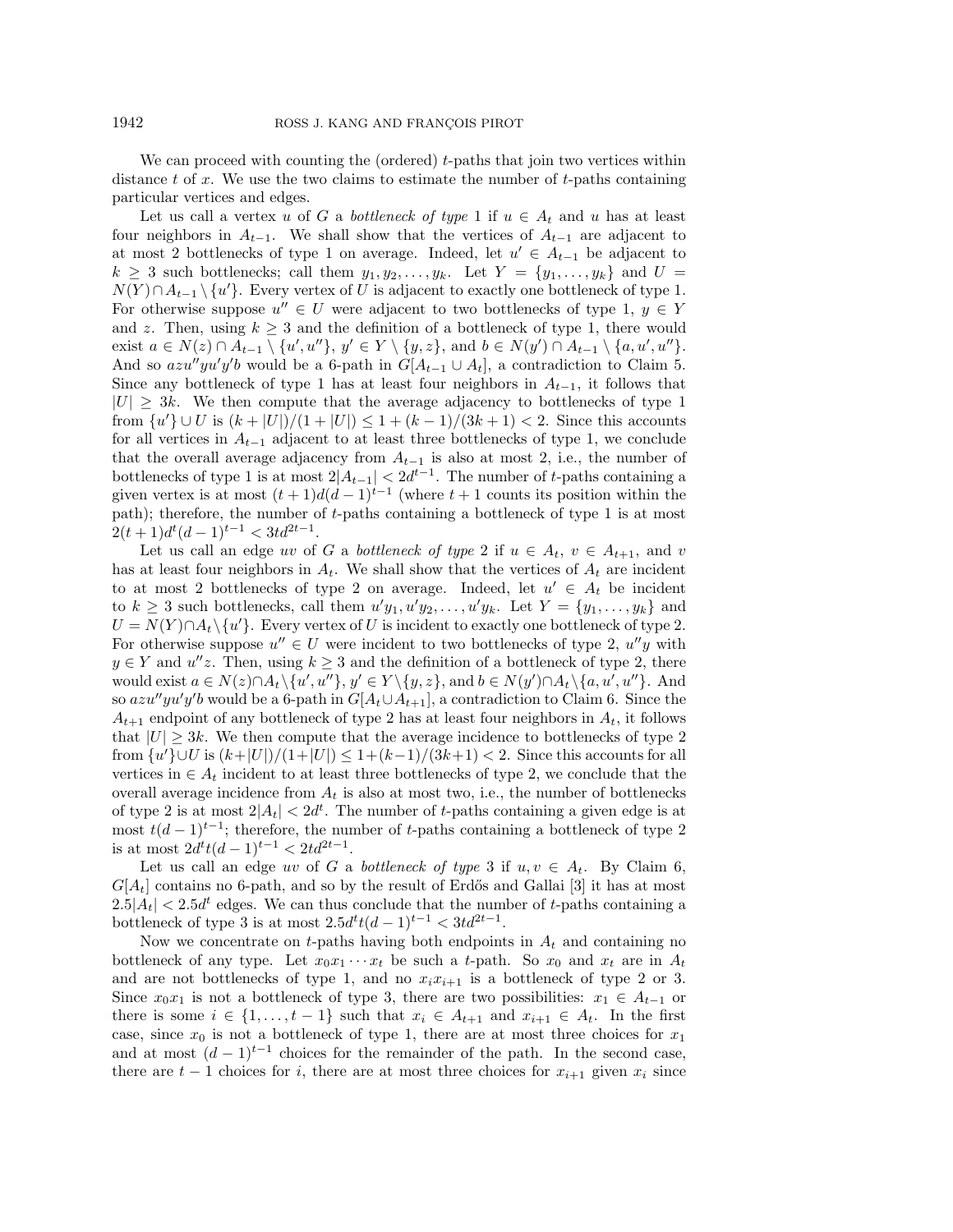We can proceed with counting the (ordered) $t$-paths that join two vertices within distance $t$ of $x$. We use the two claims to estimate the number of $t$-paths containing particular vertices and edges.

Let us call a vertex $u$ of $G$ a *bottleneck of type* 1 if $u \in A_t$ and $u$ has at least four neighbors in $A_{t-1}$. We shall show that the vertices of $A_{t-1}$ are adjacent to at most 2 bottlenecks of type 1 on average. Indeed, let $u' \in A_{t-1}$ be adjacent to $k \geq 3$ such bottlenecks; call them $y_1, y_2, \ldots, y_k$. Let $Y = \{y_1, \ldots, y_k\}$ and $U = N(Y) \cap A_{t-1} \setminus \{u'\}$. Every vertex of $U$ is adjacent to exactly one bottleneck of type 1. For otherwise suppose $u'' \in U$ were adjacent to two bottlenecks of type 1, $y \in Y$ and $z$. Then, using $k \geq 3$ and the definition of a bottleneck of type 1, there would exist $a \in N(z) \cap A_{t-1} \setminus \{u', u''\}$, $y' \in Y \setminus \{y, z\}$, and $b \in N(y') \cap A_{t-1} \setminus \{a, u', u''\}$. And so $azu''yu'y'b$ would be a 6-path in $G[A_{t-1} \cup A_t]$, a contradiction to Claim 5. Since any bottleneck of type 1 has at least four neighbors in $A_{t-1}$, it follows that $|U| \geq 3k$. We then compute that the average adjacency to bottlenecks of type 1 from $\{u'\} \cup U$ is $(k + |U|)/(1 + |U|) \leq 1 + (k-1)/(3k+1) < 2$. Since this accounts for all vertices in $A_{t-1}$ adjacent to at least three bottlenecks of type 1, we conclude that the overall average adjacency from $A_{t-1}$ is also at most 2, i.e., the number of bottlenecks of type 1 is at most $2|A_{t-1}| < 2d^{t-1}$. The number of $t$-paths containing a given vertex is at most $(t+1)d(d-1)^{t-1}$ (where $t+1$ counts its position within the path); therefore, the number of $t$-paths containing a bottleneck of type 1 is at most $2(t+1)d^t(d-1)^{t-1} < 3td^{2t-1}$.

Let us call an edge $uv$ of $G$ a *bottleneck of type* 2 if $u \in A_t$, $v \in A_{t+1}$, and $v$ has at least four neighbors in $A_t$. We shall show that the vertices of $A_t$ are incident to at most 2 bottlenecks of type 2 on average. Indeed, let $u' \in A_t$ be incident to $k \geq 3$ such bottlenecks, call them $u'y_1, u'y_2, \ldots, u'y_k$. Let $Y = \{y_1, \ldots, y_k\}$ and $U = N(Y) \cap A_t \setminus \{u'\}$. Every vertex of $U$ is incident to exactly one bottleneck of type 2. For otherwise suppose $u'' \in U$ were incident to two bottlenecks of type 2, $u''y$ with $y \in Y$ and $u''z$. Then, using $k \geq 3$ and the definition of a bottleneck of type 2, there would exist $a \in N(z) \cap A_t \setminus \{u', u''\}$, $y' \in Y \setminus \{y, z\}$, and $b \in N(y') \cap A_t \setminus \{a, u', u''\}$. And so $azu''yu'y'b$ would be a 6-path in $G[A_t \cup A_{t+1}]$, a contradiction to Claim 6. Since the $A_{t+1}$ endpoint of any bottleneck of type 2 has at least four neighbors in $A_t$, it follows that $|U| \geq 3k$. We then compute that the average incidence to bottlenecks of type 2 from $\{u'\} \cup U$ is $(k+|U|)/(1+|U|) \leq 1+(k-1)/(3k+1) < 2$. Since this accounts for all vertices in $\in A_t$ incident to at least three bottlenecks of type 2, we conclude that the overall average incidence from $A_t$ is also at most two, i.e., the number of bottlenecks of type 2 is at most $2|A_t| < 2d^t$. The number of $t$-paths containing a given edge is at most $t(d-1)^{t-1}$; therefore, the number of $t$-paths containing a bottleneck of type 2 is at most $2d^t t(d-1)^{t-1} < 2td^{2t-1}$.

Let us call an edge $uv$ of $G$ a *bottleneck of type* 3 if $u, v \in A_t$. By Claim 6, $G[A_t]$ contains no 6-path, and so by the result of Erdős and Gallai [3] it has at most $2.5|A_t| < 2.5d^t$ edges. We can thus conclude that the number of $t$-paths containing a bottleneck of type 3 is at most $2.5d^t t(d-1)^{t-1} < 3td^{2t-1}$.

Now we concentrate on $t$-paths having both endpoints in $A_t$ and containing no bottleneck of any type. Let $x_0x_1 \cdots x_t$ be such a $t$-path. So $x_0$ and $x_t$ are in $A_t$ and are not bottlenecks of type 1, and no $x_ix_{i+1}$ is a bottleneck of type 2 or 3. Since $x_0x_1$ is not a bottleneck of type 3, there are two possibilities: $x_1 \in A_{t-1}$ or there is some $i \in \{1, \ldots, t-1\}$ such that $x_i \in A_{t+1}$ and $x_{i+1} \in A_t$. In the first case, since $x_0$ is not a bottleneck of type 1, there are at most three choices for $x_1$ and at most $(d-1)^{t-1}$ choices for the remainder of the path. In the second case, there are $t-1$ choices for $i$, there are at most three choices for $x_{i+1}$ given $x_i$ since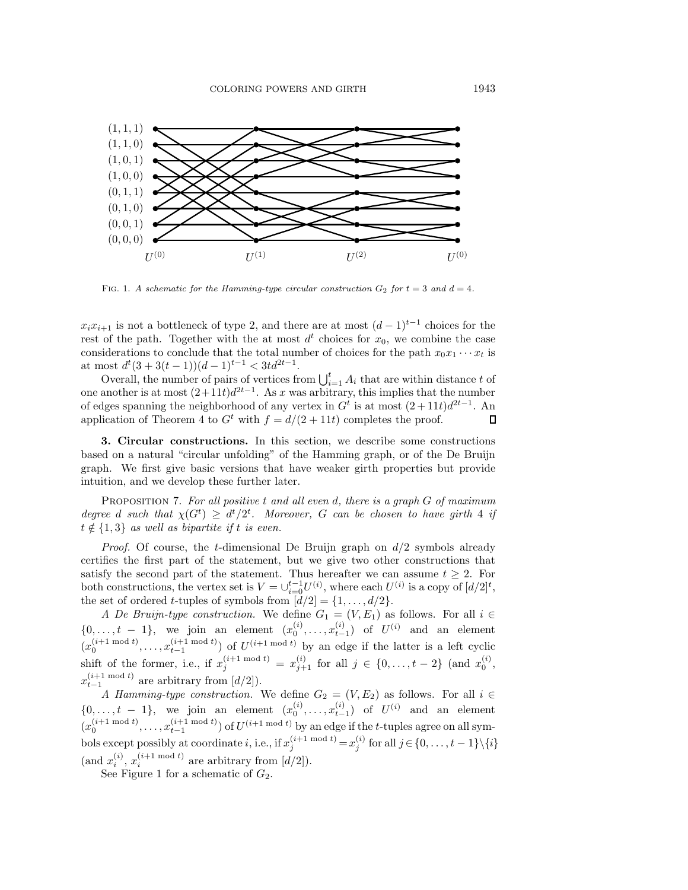FIG. 1. *A schematic for the Hamming-type circular construction $G_2$ for $t = 3$ and $d = 4$.*

$x_i x_{i+1}$ is not a bottleneck of type 2, and there are at most $(d-1)^{t-1}$ choices for the rest of the path. Together with the at most $d^t$ choices for $x_0$, we combine the case considerations to conclude that the total number of choices for the path $x_0 x_1 \cdots x_t$ is at most $d^t(3 + 3(t-1))(d-1)^{t-1} < 3td^{2t-1}$.

Overall, the number of pairs of vertices from $\bigcup_{i=1}^t A_i$ that are within distance $t$ of one another is at most $(2+11t)d^{2t-1}$. As $x$ was arbitrary, this implies that the number of edges spanning the neighborhood of any vertex in $G^t$ is at most $(2+11t)d^{2t-1}$. An application of Theorem 4 to $G^t$ with $f = d/(2+11t)$ completes the proof. ∎

## 3. Circular constructions.

In this section, we describe some constructions based on a natural "circular unfolding" of the Hamming graph, or of the De Bruijn graph. We first give basic versions that have weaker girth properties but provide intuition, and we develop these further later.

PROPOSITION 7. *For all positive $t$ and all even $d$, there is a graph $G$ of maximum degree $d$ such that $\chi(G^t) \geq d^t/2^t$. Moreover, $G$ can be chosen to have girth 4 if $t \notin \{1, 3\}$ as well as bipartite if $t$ is even.*

*Proof.* Of course, the $t$-dimensional De Bruijn graph on $d/2$ symbols already certifies the first part of the statement, but we give two other constructions that satisfy the second part of the statement. Thus hereafter we can assume $t \geq 2$. For both constructions, the vertex set is $V = \cup_{i=0}^{t-1} U^{(i)}$, where each $U^{(i)}$ is a copy of $[d/2]^t$, the set of ordered $t$-tuples of symbols from $[d/2] = \{1, \ldots, d/2\}$.

*A De Bruijn-type construction.* We define $G_1 = (V, E_1)$ as follows. For all $i \in \{0, \ldots, t-1\}$, we join an element $(x_0^{(i)}, \ldots, x_{t-1}^{(i)})$ of $U^{(i)}$ and an element $(x_0^{(i+1 \bmod t)}, \ldots, x_{t-1}^{(i+1 \bmod t)})$ of $U^{(i+1 \bmod t)}$ by an edge if the latter is a left cyclic shift of the former, i.e., if $x_j^{(i+1 \bmod t)} = x_{j+1}^{(i)}$ for all $j \in \{0, \ldots, t-2\}$ (and $x_0^{(i)}$, $x_{t-1}^{(i+1 \bmod t)}$ are arbitrary from $[d/2]$).

*A Hamming-type construction.* We define $G_2 = (V, E_2)$ as follows. For all $i \in \{0, \ldots, t-1\}$, we join an element $(x_0^{(i)}, \ldots, x_{t-1}^{(i)})$ of $U^{(i)}$ and an element $(x_0^{(i+1 \bmod t)}, \ldots, x_{t-1}^{(i+1 \bmod t)})$ of $U^{(i+1 \bmod t)}$ by an edge if the $t$-tuples agree on all symbols except possibly at coordinate $i$, i.e., if $x_j^{(i+1 \bmod t)} = x_j^{(i)}$ for all $j \in \{0, \ldots, t-1\} \setminus \{i\}$ (and $x_i^{(i)}$, $x_i^{(i+1 \bmod t)}$ are arbitrary from $[d/2]$).

See Figure 1 for a schematic of $G_2$.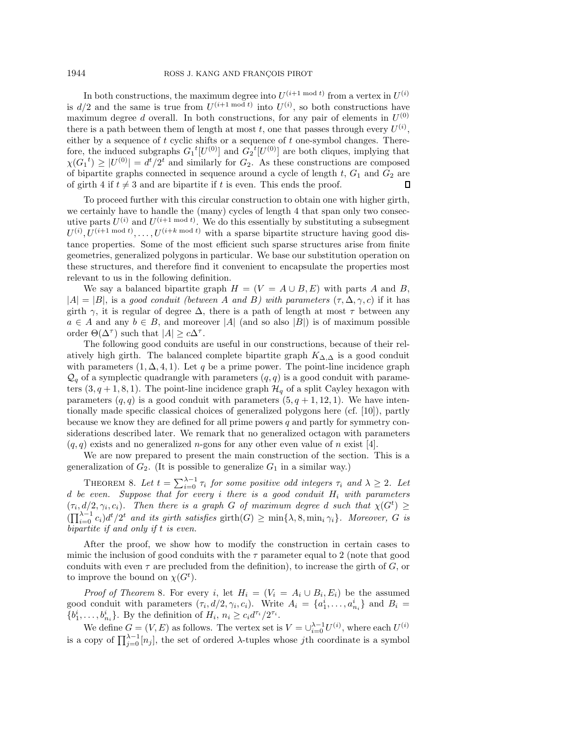In both constructions, the maximum degree into $U^{(i+1 \bmod t)}$ from a vertex in $U^{(i)}$ is $d/2$ and the same is true from $U^{(i+1 \bmod t)}$ into $U^{(i)}$, so both constructions have maximum degree $d$ overall. In both constructions, for any pair of elements in $U^{(0)}$ there is a path between them of length at most $t$, one that passes through every $U^{(i)}$, either by a sequence of $t$ cyclic shifts or a sequence of $t$ one-symbol changes. Therefore, the induced subgraphs ${G_1}^t[U^{(0)}]$ and ${G_2}^t[U^{(0)}]$ are both cliques, implying that $\chi({G_1}^t) \geq |U^{(0)}| = d^t/2^t$ and similarly for $G_2$. As these constructions are composed of bipartite graphs connected in sequence around a cycle of length $t$, $G_1$ and $G_2$ are of girth 4 if $t \neq 3$ and are bipartite if $t$ is even. This ends the proof. ∎

To proceed further with this circular construction to obtain one with higher girth, we certainly have to handle the (many) cycles of length 4 that span only two consecutive parts $U^{(i)}$ and $U^{(i+1 \bmod t)}$. We do this essentially by substituting a subsegment $U^{(i)}, U^{(i+1 \bmod t)}, \ldots, U^{(i+k \bmod t)}$ with a sparse bipartite structure having good distance properties. Some of the most efficient such sparse structures arise from finite geometries, generalized polygons in particular. We base our substitution operation on these structures, and therefore find it convenient to encapsulate the properties most relevant to us in the following definition.

We say a balanced bipartite graph $H = (V = A \cup B, E)$ with parts $A$ and $B$, $|A| = |B|$, is a *good conduit (between $A$ and $B$) with parameters $(\tau, \Delta, \gamma, c)$* if it has girth $\gamma$, it is regular of degree $\Delta$, there is a path of length at most $\tau$ between any $a \in A$ and any $b \in B$, and moreover $|A|$ (and so also $|B|$) is of maximum possible order $\Theta(\Delta^\tau)$ such that $|A| \geq c\Delta^\tau$.

The following good conduits are useful in our constructions, because of their relatively high girth. The balanced complete bipartite graph $K_{\Delta,\Delta}$ is a good conduit with parameters $(1, \Delta, 4, 1)$. Let $q$ be a prime power. The point-line incidence graph $\mathcal{Q}_q$ of a symplectic quadrangle with parameters $(q, q)$ is a good conduit with parameters $(3, q+1, 8, 1)$. The point-line incidence graph $\mathcal{H}_q$ of a split Cayley hexagon with parameters $(q, q)$ is a good conduit with parameters $(5, q+1, 12, 1)$. We have intentionally made specific classical choices of generalized polygons here (cf. [10]), partly because we know they are defined for all prime powers $q$ and partly for symmetry considerations described later. We remark that no generalized octagon with parameters $(q, q)$ exists and no generalized $n$-gons for any other even value of $n$ exist [4].

We are now prepared to present the main construction of the section. This is a generalization of $G_2$. (It is possible to generalize $G_1$ in a similar way.)

THEOREM 8. *Let $t = \sum_{i=0}^{\lambda-1} \tau_i$ for some positive odd integers $\tau_i$ and $\lambda \geq 2$. Let $d$ be even. Suppose that for every $i$ there is a good conduit $H_i$ with parameters $(\tau_i, d/2, \gamma_i, c_i)$. Then there is a graph $G$ of maximum degree $d$ such that $\chi(G^t) \geq (\prod_{i=0}^{\lambda-1} c_i) d^t/2^t$ and its girth satisfies $\operatorname{girth}(G) \geq \min\{\lambda, 8, \min_i \gamma_i\}$. Moreover, $G$ is bipartite if and only if $t$ is even.*

After the proof, we show how to modify the construction in certain cases to mimic the inclusion of good conduits with the $\tau$ parameter equal to 2 (note that good conduits with even $\tau$ are precluded from the definition), to increase the girth of $G$, or to improve the bound on $\chi(G^t)$.

*Proof of Theorem* 8. For every $i$, let $H_i = (V_i = A_i \cup B_i, E_i)$ be the assumed good conduit with parameters $(\tau_i, d/2, \gamma_i, c_i)$. Write $A_i = \{a^i_1, \ldots, a^i_{n_i}\}$ and $B_i = \{b^i_1, \ldots, b^i_{n_i}\}$. By the definition of $H_i$, $n_i \geq c_i d^{\tau_i}/2^{\tau_i}$.

We define $G = (V, E)$ as follows. The vertex set is $V = \cup_{i=0}^{\lambda-1} U^{(i)}$, where each $U^{(i)}$ is a copy of $\prod_{j=0}^{\lambda-1} [n_j]$, the set of ordered $\lambda$-tuples whose $j$th coordinate is a symbol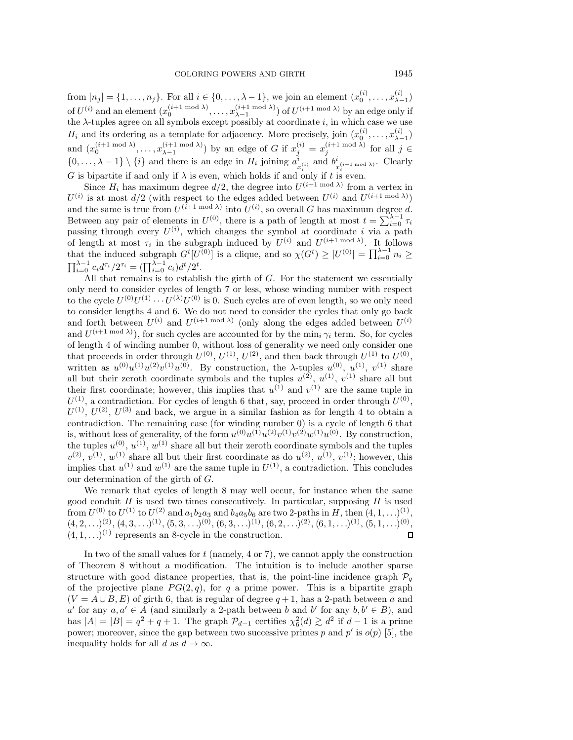from $[n_j] = \{1, \ldots, n_j\}$. For all $i \in \{0, \ldots, \lambda - 1\}$, we join an element $(x_0^{(i)}, \ldots, x_{\lambda-1}^{(i)})$ of $U^{(i)}$ and an element $(x_0^{(i+1 \bmod \lambda)}, \ldots, x_{\lambda-1}^{(i+1 \bmod \lambda)})$ of $U^{(i+1 \bmod \lambda)}$ by an edge only if the $\lambda$-tuples agree on all symbols except possibly at coordinate $i$, in which case we use $H_i$ and its ordering as a template for adjacency. More precisely, join $(x_0^{(i)}, \ldots, x_{\lambda-1}^{(i)})$ and $(x_0^{(i+1 \bmod \lambda)}, \ldots, x_{\lambda-1}^{(i+1 \bmod \lambda)})$ by an edge of $G$ if $x_j^{(i)} = x_j^{(i+1 \bmod \lambda)}$ for all $j \in \{0, \ldots, \lambda - 1\} \setminus \{i\}$ and there is an edge in $H_i$ joining $a^i_{x_i^{(i)}}$ and $b^i_{x_i^{(i+1 \bmod \lambda)}}$. Clearly $G$ is bipartite if and only if $\lambda$ is even, which holds if and only if $t$ is even.

Since $H_i$ has maximum degree $d/2$, the degree into $U^{(i+1 \bmod \lambda)}$ from a vertex in $U^{(i)}$ is at most $d/2$ (with respect to the edges added between $U^{(i)}$ and $U^{(i+1 \bmod \lambda)}$) and the same is true from $U^{(i+1 \bmod \lambda)}$ into $U^{(i)}$, so overall $G$ has maximum degree $d$. Between any pair of elements in $U^{(0)}$, there is a path of length at most $t = \sum_{i=0}^{\lambda-1} \tau_i$ passing through every $U^{(i)}$, which changes the symbol at coordinate $i$ via a path of length at most $\tau_i$ in the subgraph induced by $U^{(i)}$ and $U^{(i+1 \bmod \lambda)}$. It follows that the induced subgraph $G^t[U^{(0)}]$ is a clique, and so $\chi(G^t) \geq |U^{(0)}| = \prod_{i=0}^{\lambda-1} n_i \geq \prod_{i=0}^{\lambda-1} c_i d^{\tau_i}/2^{\tau_i} = (\prod_{i=0}^{\lambda-1} c_i) d^t/2^t$.

All that remains is to establish the girth of $G$. For the statement we essentially only need to consider cycles of length 7 or less, whose winding number with respect to the cycle $U^{(0)}U^{(1)} \cdots U^{(\lambda)}U^{(0)}$ is 0. Such cycles are of even length, so we only need to consider lengths 4 and 6. We do not need to consider the cycles that only go back and forth between $U^{(i)}$ and $U^{(i+1 \bmod \lambda)}$ (only along the edges added between $U^{(i)}$ and $U^{(i+1 \bmod \lambda)}$), for such cycles are accounted for by the $\min_i \gamma_i$ term. So, for cycles of length 4 of winding number 0, without loss of generality we need only consider one that proceeds in order through $U^{(0)}$, $U^{(1)}$, $U^{(2)}$, and then back through $U^{(1)}$ to $U^{(0)}$, written as $u^{(0)}u^{(1)}u^{(2)}v^{(1)}u^{(0)}$. By construction, the $\lambda$-tuples $u^{(0)}$, $u^{(1)}$, $v^{(1)}$ share all but their zeroth coordinate symbols and the tuples $u^{(2)}$, $u^{(1)}$, $v^{(1)}$ share all but their first coordinate; however, this implies that $u^{(1)}$ and $v^{(1)}$ are the same tuple in $U^{(1)}$, a contradiction. For cycles of length 6 that, say, proceed in order through $U^{(0)}$, $U^{(1)}$, $U^{(2)}$, $U^{(3)}$ and back, we argue in a similar fashion as for length 4 to obtain a contradiction. The remaining case (for winding number 0) is a cycle of length 6 that is, without loss of generality, of the form $u^{(0)}u^{(1)}u^{(2)}v^{(1)}v^{(2)}w^{(1)}u^{(0)}$. By construction, the tuples $u^{(0)}$, $u^{(1)}$, $w^{(1)}$ share all but their zeroth coordinate symbols and the tuples $v^{(2)}$, $v^{(1)}$, $w^{(1)}$ share all but their first coordinate as do $u^{(2)}$, $u^{(1)}$, $v^{(1)}$; however, this implies that $u^{(1)}$ and $w^{(1)}$ are the same tuple in $U^{(1)}$, a contradiction. This concludes our determination of the girth of $G$.

We remark that cycles of length 8 may well occur, for instance when the same good conduit $H$ is used two times consecutively. In particular, supposing $H$ is used from $U^{(0)}$ to $U^{(1)}$ to $U^{(2)}$ and $a_1b_2a_3$ and $b_4a_5b_6$ are two 2-paths in $H$, then $(4, 1, \ldots)^{(1)}$, $(4, 2, \ldots)^{(2)}$, $(4, 3, \ldots)^{(1)}$, $(5, 3, \ldots)^{(0)}$, $(6, 3, \ldots)^{(1)}$, $(6, 2, \ldots)^{(2)}$, $(6, 1, \ldots)^{(1)}$, $(5, 1, \ldots)^{(0)}$, $(4, 1, \ldots)^{(1)}$ represents an 8-cycle in the construction. ∎

In two of the small values for $t$ (namely, 4 or 7), we cannot apply the construction of Theorem 8 without a modification. The intuition is to include another sparse structure with good distance properties, that is, the point-line incidence graph $\mathcal{P}_q$ of the projective plane $PG(2, q)$, for $q$ a prime power. This is a bipartite graph $(V = A \cup B, E)$ of girth 6, that is regular of degree $q + 1$, has a 2-path between $a$ and $a'$ for any $a, a' \in A$ (and similarly a 2-path between $b$ and $b'$ for any $b, b' \in B$), and has $|A| = |B| = q^2 + q + 1$. The graph $\mathcal{P}_{d-1}$ certifies $\chi_6^2(d) \gtrsim d^2$ if $d - 1$ is a prime power; moreover, since the gap between two successive primes $p$ and $p'$ is $o(p)$ [5], the inequality holds for all $d$ as $d \to \infty$.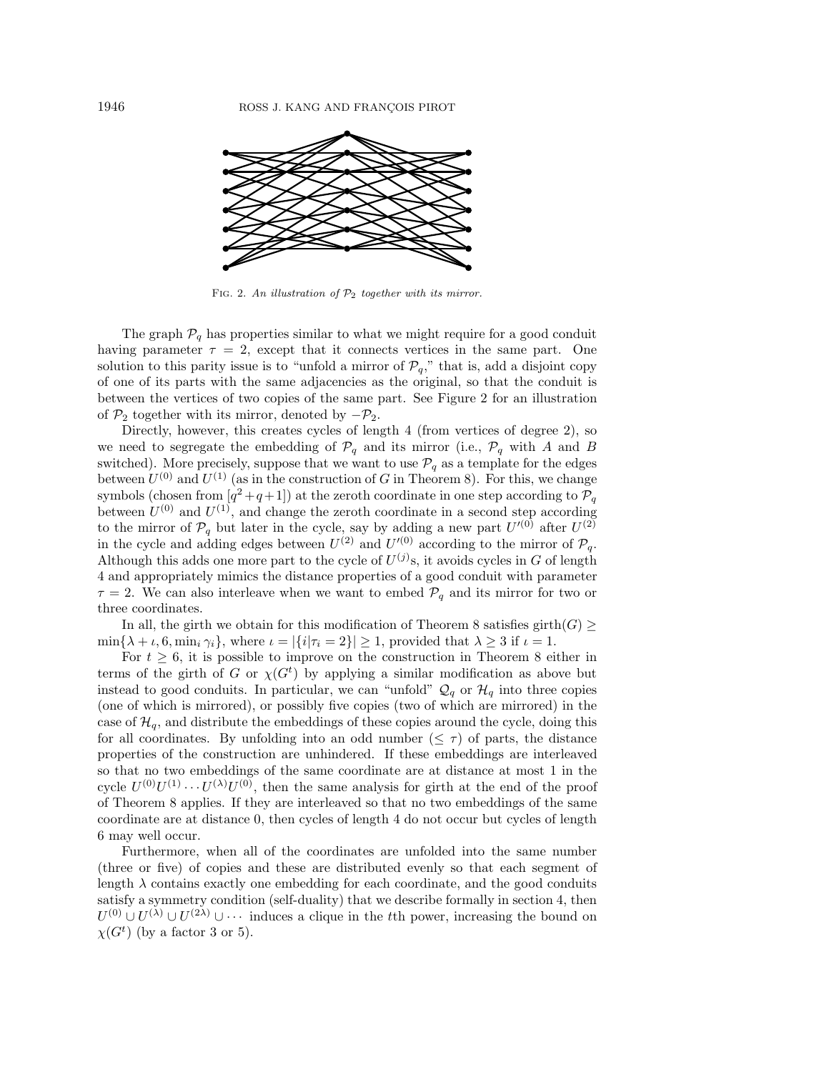Fig. 2. *An illustration of $\mathcal{P}_2$ together with its mirror.*

The graph $\mathcal{P}_q$ has properties similar to what we might require for a good conduit having parameter $\tau = 2$, except that it connects vertices in the same part. One solution to this parity issue is to "unfold a mirror of $\mathcal{P}_q$," that is, add a disjoint copy of one of its parts with the same adjacencies as the original, so that the conduit is between the vertices of two copies of the same part. See Figure 2 for an illustration of $\mathcal{P}_2$ together with its mirror, denoted by $-\mathcal{P}_2$.

Directly, however, this creates cycles of length 4 (from vertices of degree 2), so we need to segregate the embedding of $\mathcal{P}_q$ and its mirror (i.e., $\mathcal{P}_q$ with $A$ and $B$ switched). More precisely, suppose that we want to use $\mathcal{P}_q$ as a template for the edges between $U^{(0)}$ and $U^{(1)}$ (as in the construction of $G$ in Theorem 8). For this, we change symbols (chosen from $[q^2+q+1]$) at the zeroth coordinate in one step according to $\mathcal{P}_q$ between $U^{(0)}$ and $U^{(1)}$, and change the zeroth coordinate in a second step according to the mirror of $\mathcal{P}_q$ but later in the cycle, say by adding a new part $U'^{(0)}$ after $U^{(2)}$ in the cycle and adding edges between $U^{(2)}$ and $U'^{(0)}$ according to the mirror of $\mathcal{P}_q$. Although this adds one more part to the cycle of $U^{(j)}$s, it avoids cycles in $G$ of length 4 and appropriately mimics the distance properties of a good conduit with parameter $\tau = 2$. We can also interleave when we want to embed $\mathcal{P}_q$ and its mirror for two or three coordinates.

In all, the girth we obtain for this modification of Theorem 8 satisfies $\text{girth}(G) \geq \min\{\lambda + \iota, 6, \min_i \gamma_i\}$, where $\iota = |\{i|\tau_i = 2\}| \geq 1$, provided that $\lambda \geq 3$ if $\iota = 1$.

For $t \geq 6$, it is possible to improve on the construction in Theorem 8 either in terms of the girth of $G$ or $\chi(G^t)$ by applying a similar modification as above but instead to good conduits. In particular, we can "unfold" $\mathcal{Q}_q$ or $\mathcal{H}_q$ into three copies (one of which is mirrored), or possibly five copies (two of which are mirrored) in the case of $\mathcal{H}_q$, and distribute the embeddings of these copies around the cycle, doing this for all coordinates. By unfolding into an odd number ($\leq \tau$) of parts, the distance properties of the construction are unhindered. If these embeddings are interleaved so that no two embeddings of the same coordinate are at distance at most 1 in the cycle $U^{(0)}U^{(1)} \cdots U^{(\lambda)}U^{(0)}$, then the same analysis for girth at the end of the proof of Theorem 8 applies. If they are interleaved so that no two embeddings of the same coordinate are at distance 0, then cycles of length 4 do not occur but cycles of length 6 may well occur.

Furthermore, when all of the coordinates are unfolded into the same number (three or five) of copies and these are distributed evenly so that each segment of length $\lambda$ contains exactly one embedding for each coordinate, and the good conduits satisfy a symmetry condition (self-duality) that we describe formally in section 4, then $U^{(0)} \cup U^{(\lambda)} \cup U^{(2\lambda)} \cup \cdots$ induces a clique in the $t$th power, increasing the bound on $\chi(G^t)$ (by a factor 3 or 5).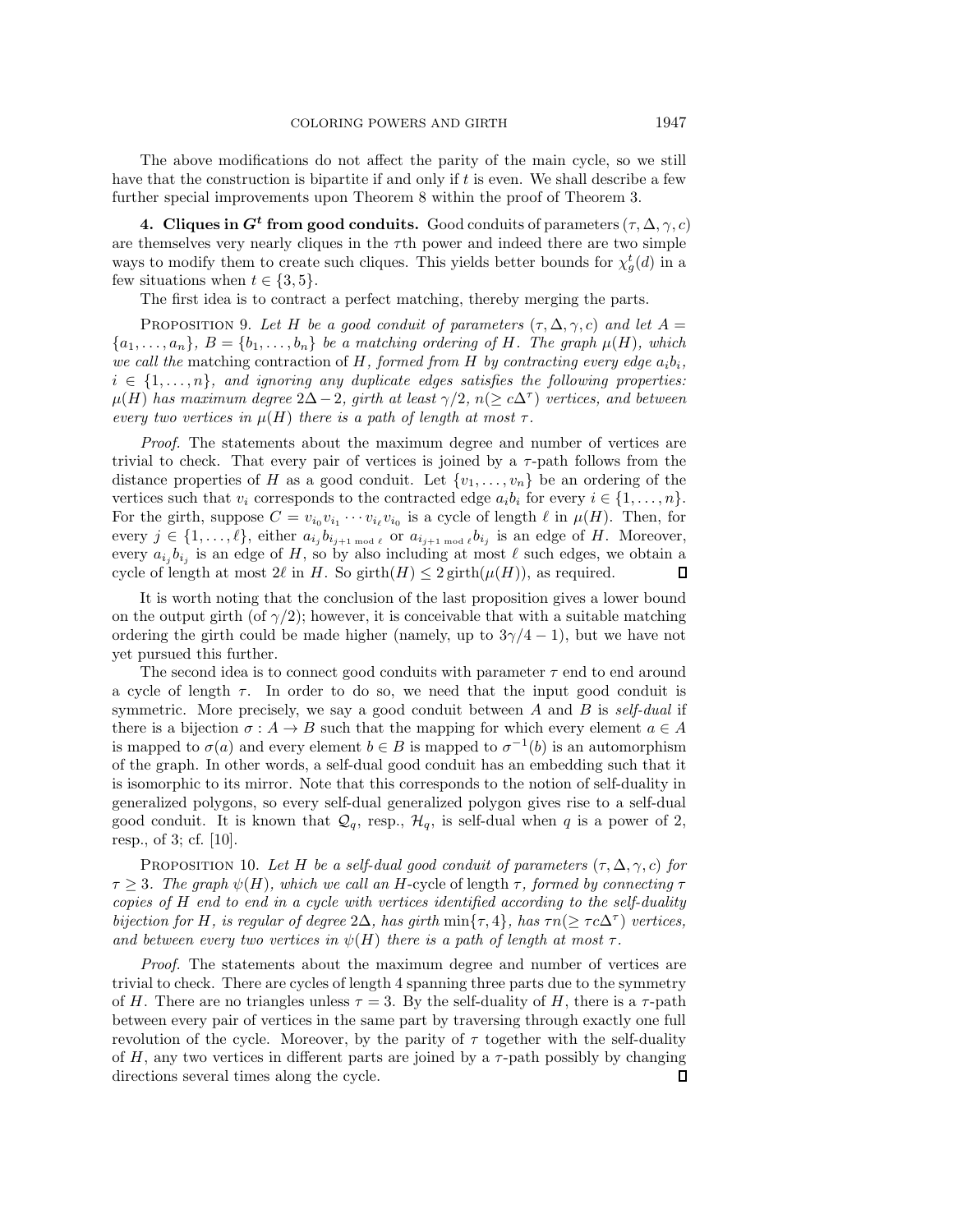The above modifications do not affect the parity of the main cycle, so we still have that the construction is bipartite if and only if $t$ is even. We shall describe a few further special improvements upon Theorem 8 within the proof of Theorem 3.

## 4. Cliques in $G^t$ from good conduits.

Good conduits of parameters $(\tau, \Delta, \gamma, c)$ are themselves very nearly cliques in the $\tau$th power and indeed there are two simple ways to modify them to create such cliques. This yields better bounds for $\chi_g^t(d)$ in a few situations when $t \in \{3, 5\}$.

The first idea is to contract a perfect matching, thereby merging the parts.

PROPOSITION 9. *Let $H$ be a good conduit of parameters $(\tau, \Delta, \gamma, c)$ and let $A = \{a_1, \ldots, a_n\}$, $B = \{b_1, \ldots, b_n\}$ be a matching ordering of $H$. The graph $\mu(H)$, which we call the* matching contraction *of $H$, formed from $H$ by contracting every edge $a_i b_i$, $i \in \{1, \ldots, n\}$, and ignoring any duplicate edges satisfies the following properties: $\mu(H)$ has maximum degree $2\Delta - 2$, girth at least $\gamma/2$, $n(\geq c\Delta^\tau)$ vertices, and between every two vertices in $\mu(H)$ there is a path of length at most $\tau$.*

*Proof.* The statements about the maximum degree and number of vertices are trivial to check. That every pair of vertices is joined by a $\tau$-path follows from the distance properties of $H$ as a good conduit. Let $\{v_1, \ldots, v_n\}$ be an ordering of the vertices such that $v_i$ corresponds to the contracted edge $a_i b_i$ for every $i \in \{1, \ldots, n\}$. For the girth, suppose $C = v_{i_0} v_{i_1} \cdots v_{i_\ell} v_{i_0}$ is a cycle of length $\ell$ in $\mu(H)$. Then, for every $j \in \{1, \ldots, \ell\}$, either $a_{i_j} b_{i_{j+1 \bmod \ell}}$ or $a_{i_{j+1 \bmod \ell}} b_{i_j}$ is an edge of $H$. Moreover, every $a_{i_j} b_{i_j}$ is an edge of $H$, so by also including at most $\ell$ such edges, we obtain a cycle of length at most $2\ell$ in $H$. So $\text{girth}(H) \leq 2\,\text{girth}(\mu(H))$, as required. $\square$

It is worth noting that the conclusion of the last proposition gives a lower bound on the output girth (of $\gamma/2$); however, it is conceivable that with a suitable matching ordering the girth could be made higher (namely, up to $3\gamma/4 - 1$), but we have not yet pursued this further.

The second idea is to connect good conduits with parameter $\tau$ end to end around a cycle of length $\tau$. In order to do so, we need that the input good conduit is symmetric. More precisely, we say a good conduit between $A$ and $B$ is *self-dual* if there is a bijection $\sigma : A \to B$ such that the mapping for which every element $a \in A$ is mapped to $\sigma(a)$ and every element $b \in B$ is mapped to $\sigma^{-1}(b)$ is an automorphism of the graph. In other words, a self-dual good conduit has an embedding such that it is isomorphic to its mirror. Note that this corresponds to the notion of self-duality in generalized polygons, so every self-dual generalized polygon gives rise to a self-dual good conduit. It is known that $\mathcal{Q}_q$, resp., $\mathcal{H}_q$, is self-dual when $q$ is a power of 2, resp., of 3; cf. [10].

PROPOSITION 10. *Let $H$ be a self-dual good conduit of parameters $(\tau, \Delta, \gamma, c)$ for $\tau \geq 3$. The graph $\psi(H)$, which we call an $H$-*cycle *of length $\tau$, formed by connecting $\tau$ copies of $H$ end to end in a cycle with vertices identified according to the self-duality bijection for $H$, is regular of degree $2\Delta$, has girth $\min\{\tau, 4\}$, has $\tau n(\geq \tau c\Delta^\tau)$ vertices, and between every two vertices in $\psi(H)$ there is a path of length at most $\tau$.*

*Proof.* The statements about the maximum degree and number of vertices are trivial to check. There are cycles of length 4 spanning three parts due to the symmetry of $H$. There are no triangles unless $\tau = 3$. By the self-duality of $H$, there is a $\tau$-path between every pair of vertices in the same part by traversing through exactly one full revolution of the cycle. Moreover, by the parity of $\tau$ together with the self-duality of $H$, any two vertices in different parts are joined by a $\tau$-path possibly by changing directions several times along the cycle. $\square$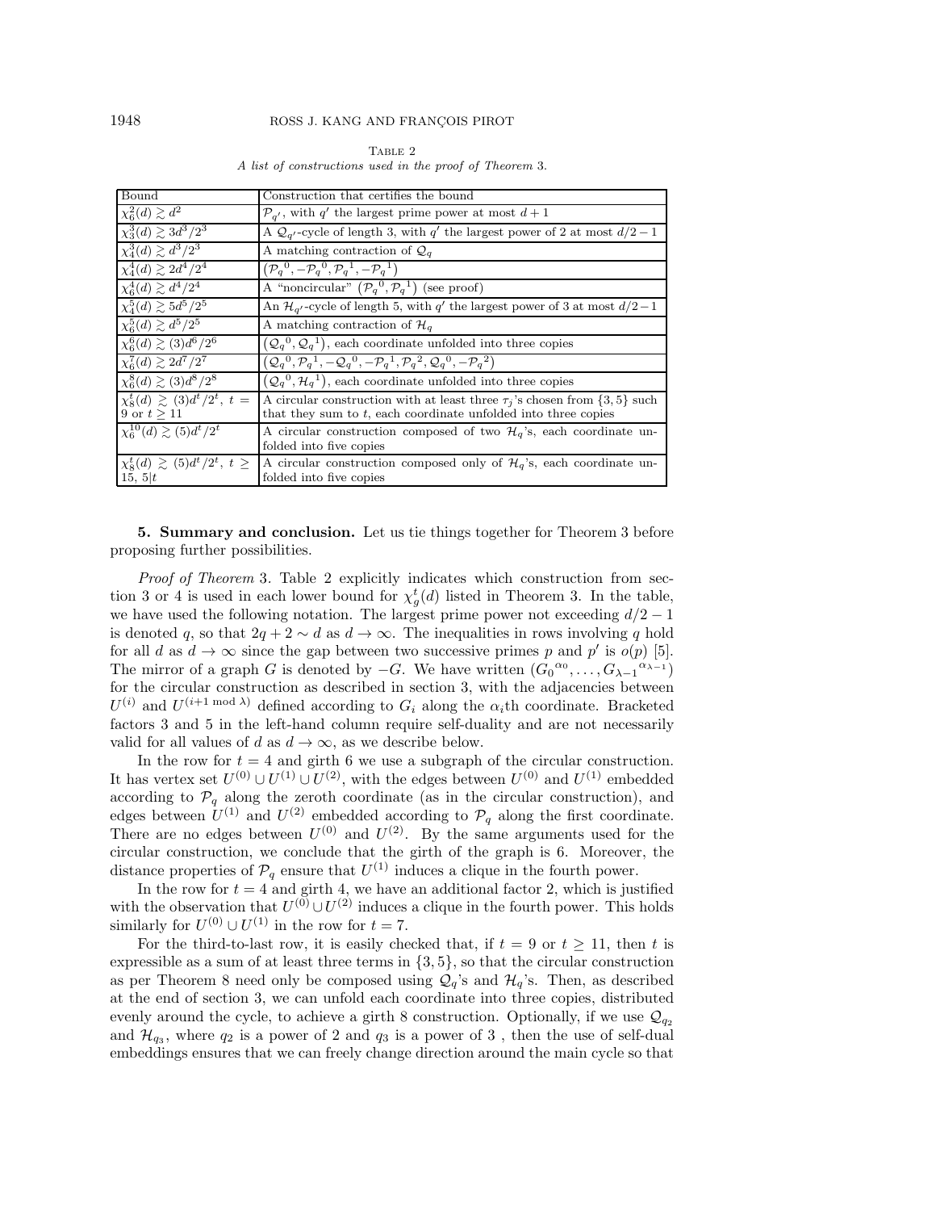Table 2
*A list of constructions used in the proof of Theorem* 3.

| Bound | Construction that certifies the bound |
|---|---|
| $\chi_6^2(d) \gtrsim d^2$ | $\mathcal{P}_{q'}$, with $q'$ the largest prime power at most $d+1$ |
| $\chi_3^3(d) \gtrsim 3d^3/2^3$ | A $\mathcal{Q}_{q'}$-cycle of length 3, with $q'$ the largest power of 2 at most $d/2-1$ |
| $\chi_4^3(d) \gtrsim d^3/2^3$ | A matching contraction of $\mathcal{Q}_q$ |
| $\chi_4^4(d) \gtrsim 2d^4/2^4$ | $\left(\mathcal{P}_q{}^0, -\mathcal{P}_q{}^0, \mathcal{P}_q{}^1, -\mathcal{P}_q{}^1\right)$ |
| $\chi_6^4(d) \gtrsim d^4/2^4$ | A "noncircular" $\left(\mathcal{P}_q{}^0, \mathcal{P}_q{}^1\right)$ (see proof) |
| $\chi_4^5(d) \gtrsim 5d^5/2^5$ | An $\mathcal{H}_{q'}$-cycle of length 5, with $q'$ the largest power of 3 at most $d/2-1$ |
| $\chi_6^5(d) \gtrsim d^5/2^5$ | A matching contraction of $\mathcal{H}_q$ |
| $\chi_6^6(d) \gtrsim (3)d^6/2^6$ | $\left(\mathcal{Q}_q{}^0, \mathcal{Q}_q{}^1\right)$, each coordinate unfolded into three copies |
| $\chi_6^7(d) \gtrsim 2d^7/2^7$ | $\left(\mathcal{Q}_q{}^0, \mathcal{P}_q{}^1, -\mathcal{Q}_q{}^0, -\mathcal{P}_q{}^1, \mathcal{P}_q{}^2, \mathcal{Q}_q{}^0, -\mathcal{P}_q{}^2\right)$ |
| $\chi_8^8(d) \gtrsim (3)d^8/2^8$ | $\left(\mathcal{Q}_q{}^0, \mathcal{H}_q{}^1\right)$, each coordinate unfolded into three copies |
| $\chi_8^t(d) \gtrsim (3)d^t/2^t$, $t=9$ or $t \geq 11$ | A circular construction with at least three $\tau_j$'s chosen from $\{3,5\}$ such that they sum to $t$, each coordinate unfolded into three copies |
| $\chi_6^{10}(d) \gtrsim (5)d^t/2^t$ | A circular construction composed of two $\mathcal{H}_q$'s, each coordinate unfolded into five copies |
| $\chi_8^t(d) \gtrsim (5)d^t/2^t$, $t \geq 15$, $5 \mid t$ | A circular construction composed only of $\mathcal{H}_q$'s, each coordinate unfolded into five copies |

**5. Summary and conclusion.** Let us tie things together for Theorem 3 before proposing further possibilities.

*Proof of Theorem* 3. Table 2 explicitly indicates which construction from section 3 or 4 is used in each lower bound for $\chi_g^t(d)$ listed in Theorem 3. In the table, we have used the following notation. The largest prime power not exceeding $d/2-1$ is denoted $q$, so that $2q+2 \sim d$ as $d \to \infty$. The inequalities in rows involving $q$ hold for all $d$ as $d \to \infty$ since the gap between two successive primes $p$ and $p'$ is $o(p)$ [5]. The mirror of a graph $G$ is denoted by $-G$. We have written $(G_0{}^{\alpha_0}, \ldots, G_{\lambda-1}{}^{\alpha_{\lambda-1}})$ for the circular construction as described in section 3, with the adjacencies between $U^{(i)}$ and $U^{(i+1 \bmod \lambda)}$ defined according to $G_i$ along the $\alpha_i$th coordinate. Bracketed factors 3 and 5 in the left-hand column require self-duality and are not necessarily valid for all values of $d$ as $d \to \infty$, as we describe below.

In the row for $t = 4$ and girth 6 we use a subgraph of the circular construction. It has vertex set $U^{(0)} \cup U^{(1)} \cup U^{(2)}$, with the edges between $U^{(0)}$ and $U^{(1)}$ embedded according to $\mathcal{P}_q$ along the zeroth coordinate (as in the circular construction), and edges between $U^{(1)}$ and $U^{(2)}$ embedded according to $\mathcal{P}_q$ along the first coordinate. There are no edges between $U^{(0)}$ and $U^{(2)}$. By the same arguments used for the circular construction, we conclude that the girth of the graph is 6. Moreover, the distance properties of $\mathcal{P}_q$ ensure that $U^{(1)}$ induces a clique in the fourth power.

In the row for $t = 4$ and girth 4, we have an additional factor 2, which is justified with the observation that $U^{(0)} \cup U^{(2)}$ induces a clique in the fourth power. This holds similarly for $U^{(0)} \cup U^{(1)}$ in the row for $t = 7$.

For the third-to-last row, it is easily checked that, if $t = 9$ or $t \geq 11$, then $t$ is expressible as a sum of at least three terms in $\{3, 5\}$, so that the circular construction as per Theorem 8 need only be composed using $\mathcal{Q}_q$'s and $\mathcal{H}_q$'s. Then, as described at the end of section 3, we can unfold each coordinate into three copies, distributed evenly around the cycle, to achieve a girth 8 construction. Optionally, if we use $\mathcal{Q}_{q_2}$ and $\mathcal{H}_{q_3}$, where $q_2$ is a power of 2 and $q_3$ is a power of 3 , then the use of self-dual embeddings ensures that we can freely change direction around the main cycle so that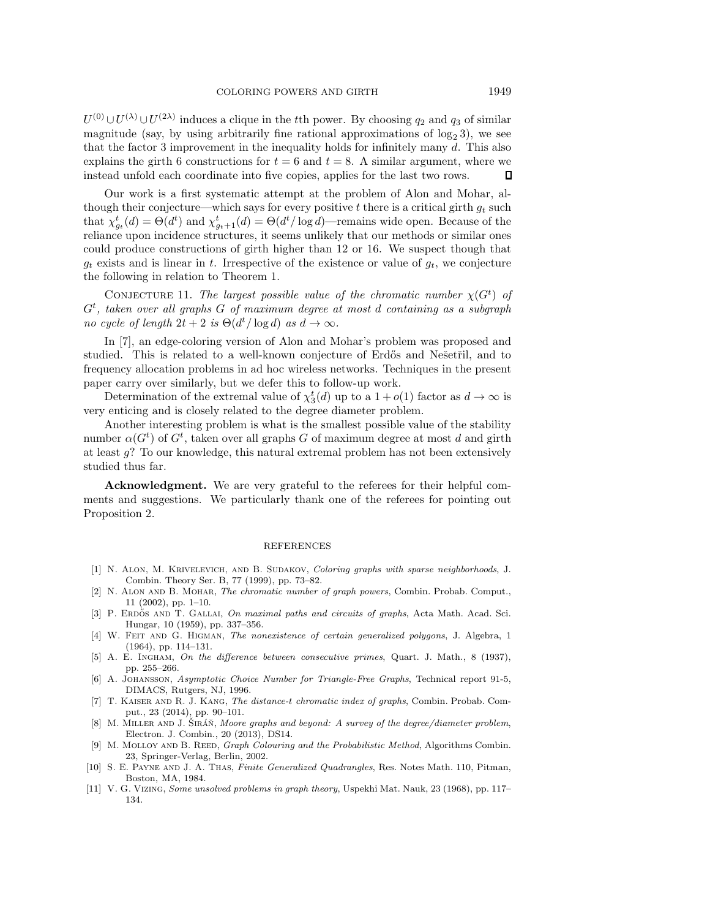$U^{(0)} \cup U^{(\lambda)} \cup U^{(2\lambda)}$ induces a clique in the $t$th power. By choosing $q_2$ and $q_3$ of similar magnitude (say, by using arbitrarily fine rational approximations of $\log_2 3$), we see that the factor 3 improvement in the inequality holds for infinitely many $d$. This also explains the girth 6 constructions for $t = 6$ and $t = 8$. A similar argument, where we instead unfold each coordinate into five copies, applies for the last two rows. ◻

Our work is a first systematic attempt at the problem of Alon and Mohar, although their conjecture—which says for every positive $t$ there is a critical girth $g_t$ such that $\chi^t_{g_t}(d) = \Theta(d^t)$ and $\chi^t_{g_t+1}(d) = \Theta(d^t/\log d)$—remains wide open. Because of the reliance upon incidence structures, it seems unlikely that our methods or similar ones could produce constructions of girth higher than 12 or 16. We suspect though that $g_t$ exists and is linear in $t$. Irrespective of the existence or value of $g_t$, we conjecture the following in relation to Theorem 1.

Conjecture 11. *The largest possible value of the chromatic number $\chi(G^t)$ of $G^t$, taken over all graphs $G$ of maximum degree at most $d$ containing as a subgraph no cycle of length $2t + 2$ is $\Theta(d^t/\log d)$ as $d \to \infty$.*

In [7], an edge-coloring version of Alon and Mohar's problem was proposed and studied. This is related to a well-known conjecture of Erdős and Nešetřil, and to frequency allocation problems in ad hoc wireless networks. Techniques in the present paper carry over similarly, but we defer this to follow-up work.

Determination of the extremal value of $\chi^t_3(d)$ up to a $1 + o(1)$ factor as $d \to \infty$ is very enticing and is closely related to the degree diameter problem.

Another interesting problem is what is the smallest possible value of the stability number $\alpha(G^t)$ of $G^t$, taken over all graphs $G$ of maximum degree at most $d$ and girth at least $g$? To our knowledge, this natural extremal problem has not been extensively studied thus far.

**Acknowledgment.** We are very grateful to the referees for their helpful comments and suggestions. We particularly thank one of the referees for pointing out Proposition 2.

## REFERENCES

[1] N. Alon, M. Krivelevich, and B. Sudakov, *Coloring graphs with sparse neighborhoods*, J. Combin. Theory Ser. B, 77 (1999), pp. 73–82.

[2] N. Alon and B. Mohar, *The chromatic number of graph powers*, Combin. Probab. Comput., 11 (2002), pp. 1–10.

[3] P. Erdős and T. Gallai, *On maximal paths and circuits of graphs*, Acta Math. Acad. Sci. Hungar, 10 (1959), pp. 337–356.

[4] W. Feit and G. Higman, *The nonexistence of certain generalized polygons*, J. Algebra, 1 (1964), pp. 114–131.

[5] A. E. Ingham, *On the difference between consecutive primes*, Quart. J. Math., 8 (1937), pp. 255–266.

[6] A. Johansson, *Asymptotic Choice Number for Triangle-Free Graphs*, Technical report 91-5, DIMACS, Rutgers, NJ, 1996.

[7] T. Kaiser and R. J. Kang, *The distance-t chromatic index of graphs*, Combin. Probab. Comput., 23 (2014), pp. 90–101.

[8] M. Miller and J. Širáň, *Moore graphs and beyond: A survey of the degree/diameter problem*, Electron. J. Combin., 20 (2013), DS14.

[9] M. Molloy and B. Reed, *Graph Colouring and the Probabilistic Method*, Algorithms Combin. 23, Springer-Verlag, Berlin, 2002.

[10] S. E. Payne and J. A. Thas, *Finite Generalized Quadrangles*, Res. Notes Math. 110, Pitman, Boston, MA, 1984.

[11] V. G. Vizing, *Some unsolved problems in graph theory*, Uspekhi Mat. Nauk, 23 (1968), pp. 117–134.